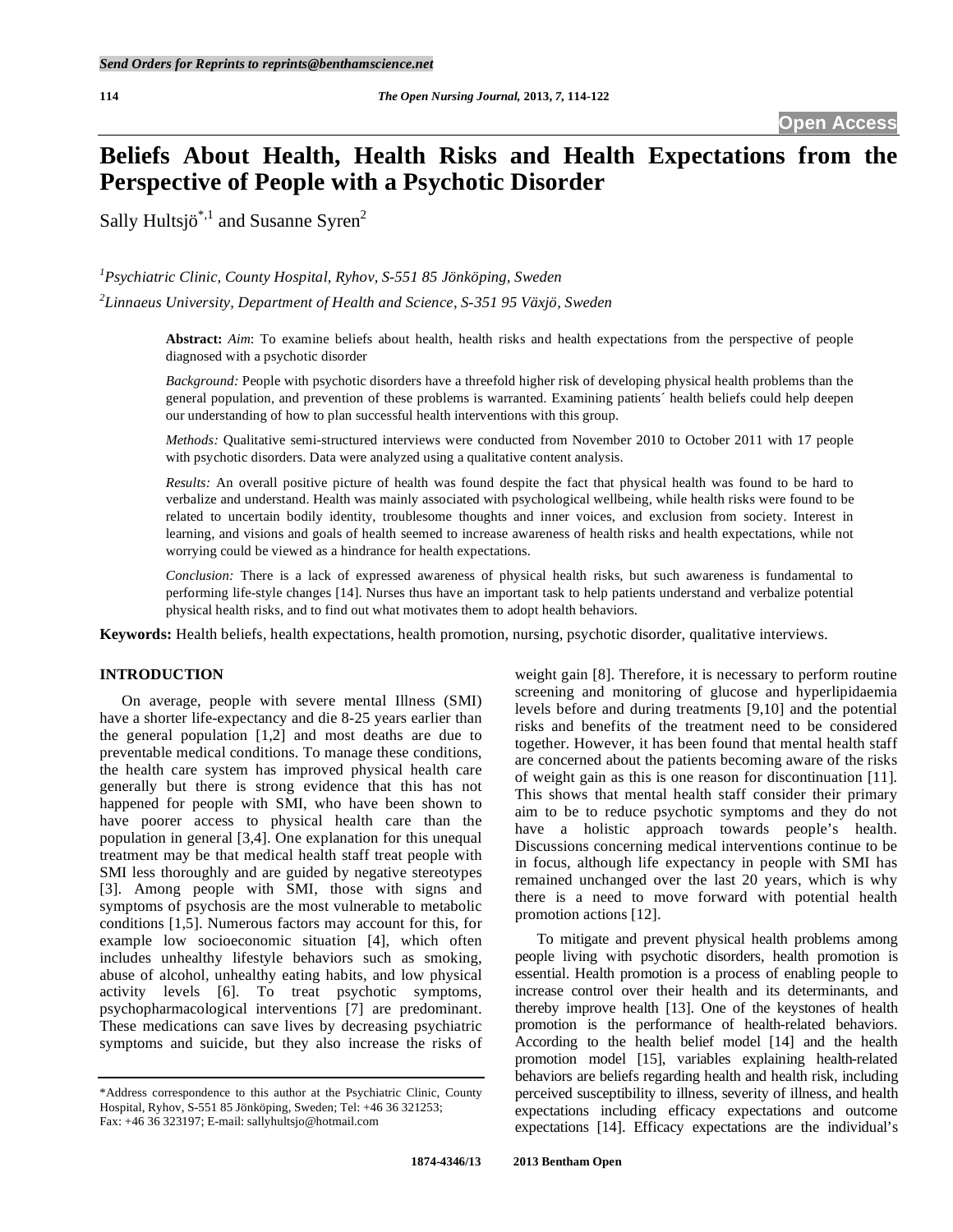# Beliefs About Health, Health Risks and Health Expectations from the Perspective of People with a Psychotic Disorder

Sally Hultsjö[*,1] and Susanne Syren[2]

[1]*Psychiatric Clinic, County Hospital, Ryhov, S-551 85 Jönköping, Sweden*

[2]*Linnaeus University, Department of Health and Science, S-351 95 Växjö, Sweden*

**Abstract:** *Aim*: To examine beliefs about health, health risks and health expectations from the perspective of people diagnosed with a psychotic disorder

*Background:* People with psychotic disorders have a threefold higher risk of developing physical health problems than the general population, and prevention of these problems is warranted. Examining patients´ health beliefs could help deepen our understanding of how to plan successful health interventions with this group.

*Methods:* Qualitative semi-structured interviews were conducted from November 2010 to October 2011 with 17 people with psychotic disorders. Data were analyzed using a qualitative content analysis.

*Results:* An overall positive picture of health was found despite the fact that physical health was found to be hard to verbalize and understand. Health was mainly associated with psychological wellbeing, while health risks were found to be related to uncertain bodily identity, troublesome thoughts and inner voices, and exclusion from society. Interest in learning, and visions and goals of health seemed to increase awareness of health risks and health expectations, while not worrying could be viewed as a hindrance for health expectations.

*Conclusion:* There is a lack of expressed awareness of physical health risks, but such awareness is fundamental to performing life-style changes [14]. Nurses thus have an important task to help patients understand and verbalize potential physical health risks, and to find out what motivates them to adopt health behaviors.

**Keywords:** Health beliefs, health expectations, health promotion, nursing, psychotic disorder, qualitative interviews.

## INTRODUCTION

On average, people with severe mental Illness (SMI) have a shorter life-expectancy and die 8-25 years earlier than the general population [1,2] and most deaths are due to preventable medical conditions. To manage these conditions, the health care system has improved physical health care generally but there is strong evidence that this has not happened for people with SMI, who have been shown to have poorer access to physical health care than the population in general [3,4]. One explanation for this unequal treatment may be that medical health staff treat people with SMI less thoroughly and are guided by negative stereotypes [3]. Among people with SMI, those with signs and symptoms of psychosis are the most vulnerable to metabolic conditions [1,5]. Numerous factors may account for this, for example low socioeconomic situation [4], which often includes unhealthy lifestyle behaviors such as smoking, abuse of alcohol, unhealthy eating habits, and low physical activity levels [6]. To treat psychotic symptoms, psychopharmacological interventions [7] are predominant. These medications can save lives by decreasing psychiatric symptoms and suicide, but they also increase the risks of weight gain [8]. Therefore, it is necessary to perform routine screening and monitoring of glucose and hyperlipidaemia levels before and during treatments [9,10] and the potential risks and benefits of the treatment need to be considered together. However, it has been found that mental health staff are concerned about the patients becoming aware of the risks of weight gain as this is one reason for discontinuation [11]. This shows that mental health staff consider their primary aim to be to reduce psychotic symptoms and they do not have a holistic approach towards people's health. Discussions concerning medical interventions continue to be in focus, although life expectancy in people with SMI has remained unchanged over the last 20 years, which is why there is a need to move forward with potential health promotion actions [12].

To mitigate and prevent physical health problems among people living with psychotic disorders, health promotion is essential. Health promotion is a process of enabling people to increase control over their health and its determinants, and thereby improve health [13]. One of the keystones of health promotion is the performance of health-related behaviors. According to the health belief model [14] and the health promotion model [15], variables explaining health-related behaviors are beliefs regarding health and health risk, including perceived susceptibility to illness, severity of illness, and health expectations including efficacy expectations and outcome expectations [14]. Efficacy expectations are the individual's

*Address correspondence to this author at the Psychiatric Clinic, County Hospital, Ryhov, S-551 85 Jönköping, Sweden; Tel: +46 36 321253; Fax: +46 36 323197; E-mail: sallyhultsjo@hotmail.com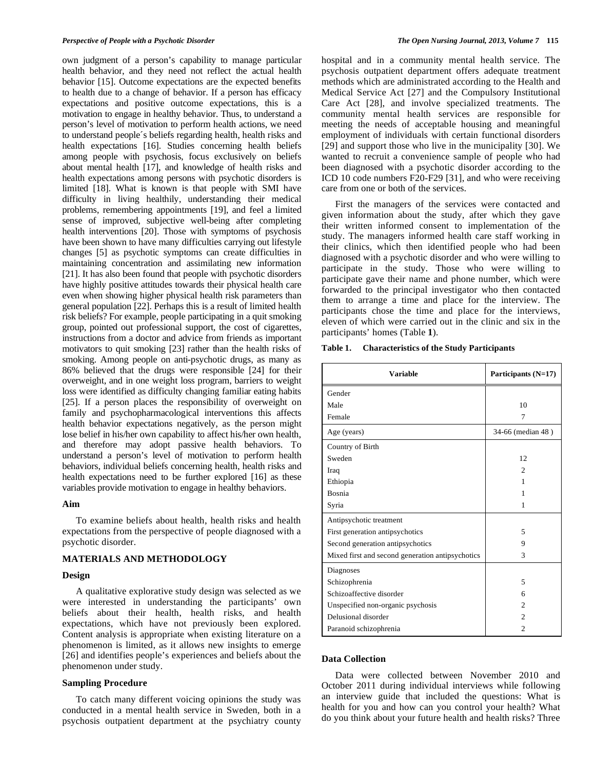own judgment of a person's capability to manage particular health behavior, and they need not reflect the actual health behavior [15]. Outcome expectations are the expected benefits to health due to a change of behavior. If a person has efficacy expectations and positive outcome expectations, this is a motivation to engage in healthy behavior. Thus, to understand a person's level of motivation to perform health actions, we need to understand people´s beliefs regarding health, health risks and health expectations [16]. Studies concerning health beliefs among people with psychosis, focus exclusively on beliefs about mental health [17], and knowledge of health risks and health expectations among persons with psychotic disorders is limited [18]. What is known is that people with SMI have difficulty in living healthily, understanding their medical problems, remembering appointments [19], and feel a limited sense of improved, subjective well-being after completing health interventions [20]. Those with symptoms of psychosis have been shown to have many difficulties carrying out lifestyle changes [5] as psychotic symptoms can create difficulties in maintaining concentration and assimilating new information [21]. It has also been found that people with psychotic disorders have highly positive attitudes towards their physical health care even when showing higher physical health risk parameters than general population [22]. Perhaps this is a result of limited health risk beliefs? For example, people participating in a quit smoking group, pointed out professional support, the cost of cigarettes, instructions from a doctor and advice from friends as important motivators to quit smoking [23] rather than the health risks of smoking. Among people on anti-psychotic drugs, as many as 86% believed that the drugs were responsible [24] for their overweight, and in one weight loss program, barriers to weight loss were identified as difficulty changing familiar eating habits [25]. If a person places the responsibility of overweight on family and psychopharmacological interventions this affects health behavior expectations negatively, as the person might lose belief in his/her own capability to affect his/her own health, and therefore may adopt passive health behaviors. To understand a person's level of motivation to perform health behaviors, individual beliefs concerning health, health risks and health expectations need to be further explored [16] as these variables provide motivation to engage in healthy behaviors.

### Aim

To examine beliefs about health, health risks and health expectations from the perspective of people diagnosed with a psychotic disorder.

## MATERIALS AND METHODOLOGY

### Design

A qualitative explorative study design was selected as we were interested in understanding the participants' own beliefs about their health, health risks, and health expectations, which have not previously been explored. Content analysis is appropriate when existing literature on a phenomenon is limited, as it allows new insights to emerge [26] and identifies people's experiences and beliefs about the phenomenon under study.

### Sampling Procedure

To catch many different voicing opinions the study was conducted in a mental health service in Sweden, both in a psychosis outpatient department at the psychiatry county hospital and in a community mental health service. The psychosis outpatient department offers adequate treatment methods which are administrated according to the Health and Medical Service Act [27] and the Compulsory Institutional Care Act [28], and involve specialized treatments. The community mental health services are responsible for meeting the needs of acceptable housing and meaningful employment of individuals with certain functional disorders [29] and support those who live in the municipality [30]. We wanted to recruit a convenience sample of people who had been diagnosed with a psychotic disorder according to the ICD 10 code numbers F20-F29 [31], and who were receiving care from one or both of the services.

First the managers of the services were contacted and given information about the study, after which they gave their written informed consent to implementation of the study. The managers informed health care staff working in their clinics, which then identified people who had been diagnosed with a psychotic disorder and who were willing to participate in the study. Those who were willing to participate gave their name and phone number, which were forwarded to the principal investigator who then contacted them to arrange a time and place for the interview. The participants chose the time and place for the interviews, eleven of which were carried out in the clinic and six in the participants' homes (Table **1**).

**Table 1. Characteristics of the Study Participants**

| Variable | Participants (N=17) |
|---|---|
| Gender | |
| Male | 10 |
| Female | 7 |
| Age (years) | 34-66 (median 48 ) |
| Country of Birth | |
| Sweden | 12 |
| Iraq | 2 |
| Ethiopia | 1 |
| Bosnia | 1 |
| Syria | 1 |
| Antipsychotic treatment | |
| First generation antipsychotics | 5 |
| Second generation antipsychotics | 9 |
| Mixed first and second generation antipsychotics | 3 |
| Diagnoses | |
| Schizophrenia | 5 |
| Schizoaffective disorder | 6 |
| Unspecified non-organic psychosis | 2 |
| Delusional disorder | 2 |
| Paranoid schizophrenia | 2 |

### Data Collection

Data were collected between November 2010 and October 2011 during individual interviews while following an interview guide that included the questions: What is health for you and how can you control your health? What do you think about your future health and health risks? Three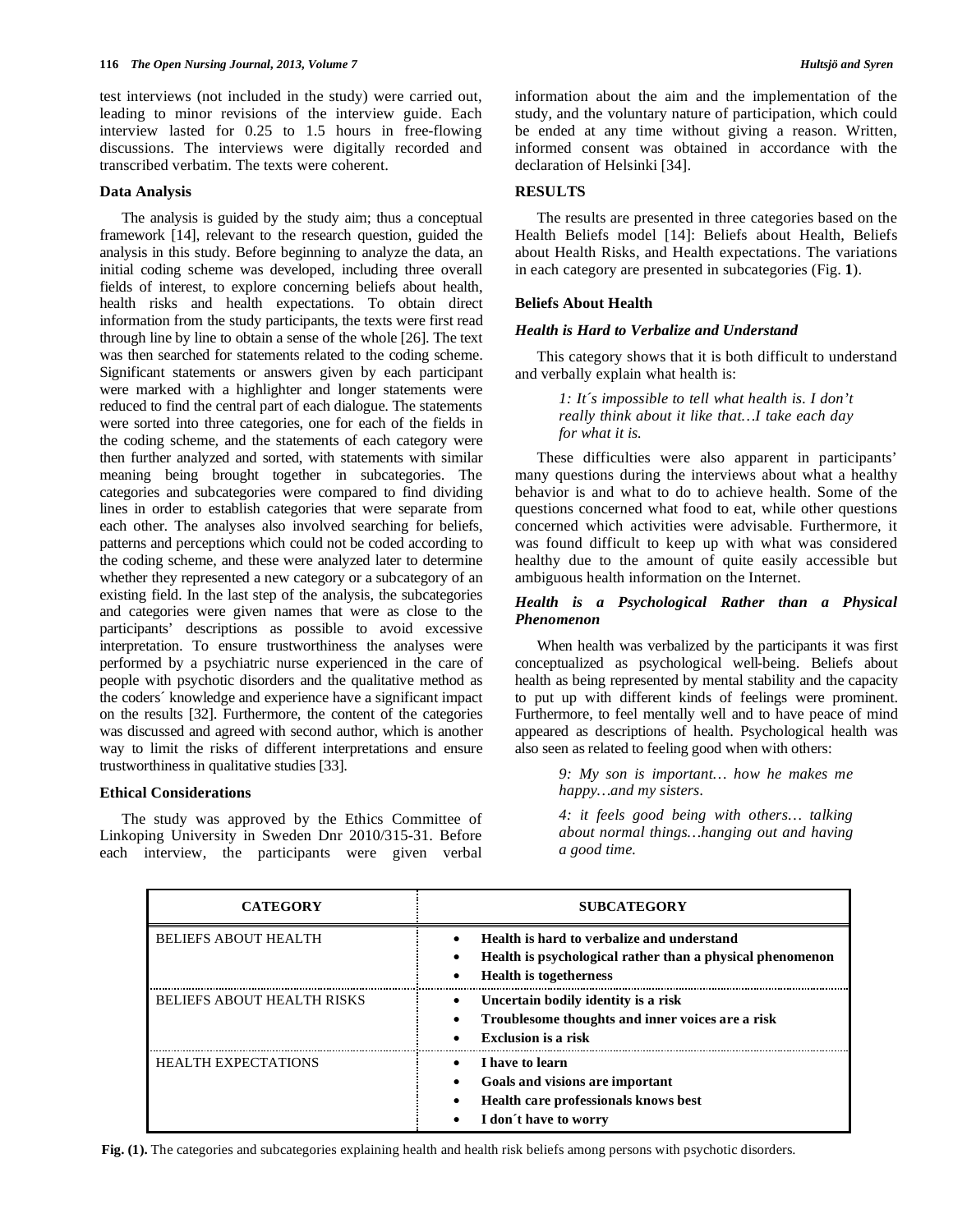test interviews (not included in the study) were carried out, leading to minor revisions of the interview guide. Each interview lasted for 0.25 to 1.5 hours in free-flowing discussions. The interviews were digitally recorded and transcribed verbatim. The texts were coherent.

### Data Analysis

The analysis is guided by the study aim; thus a conceptual framework [14], relevant to the research question, guided the analysis in this study. Before beginning to analyze the data, an initial coding scheme was developed, including three overall fields of interest, to explore concerning beliefs about health, health risks and health expectations. To obtain direct information from the study participants, the texts were first read through line by line to obtain a sense of the whole [26]. The text was then searched for statements related to the coding scheme. Significant statements or answers given by each participant were marked with a highlighter and longer statements were reduced to find the central part of each dialogue. The statements were sorted into three categories, one for each of the fields in the coding scheme, and the statements of each category were then further analyzed and sorted, with statements with similar meaning being brought together in subcategories. The categories and subcategories were compared to find dividing lines in order to establish categories that were separate from each other. The analyses also involved searching for beliefs, patterns and perceptions which could not be coded according to the coding scheme, and these were analyzed later to determine whether they represented a new category or a subcategory of an existing field. In the last step of the analysis, the subcategories and categories were given names that were as close to the participants' descriptions as possible to avoid excessive interpretation. To ensure trustworthiness the analyses were performed by a psychiatric nurse experienced in the care of people with psychotic disorders and the qualitative method as the coders´ knowledge and experience have a significant impact on the results [32]. Furthermore, the content of the categories was discussed and agreed with second author, which is another way to limit the risks of different interpretations and ensure trustworthiness in qualitative studies [33].

### Ethical Considerations

The study was approved by the Ethics Committee of Linkoping University in Sweden Dnr 2010/315-31. Before each interview, the participants were given verbal information about the aim and the implementation of the study, and the voluntary nature of participation, which could be ended at any time without giving a reason. Written, informed consent was obtained in accordance with the declaration of Helsinki [34].

## RESULTS

The results are presented in three categories based on the Health Beliefs model [14]: Beliefs about Health, Beliefs about Health Risks, and Health expectations. The variations in each category are presented in subcategories (Fig. **1**).

### Beliefs About Health

#### *Health is Hard to Verbalize and Understand*

This category shows that it is both difficult to understand and verbally explain what health is:

> *1: It´s impossible to tell what health is. I don't really think about it like that…I take each day for what it is.*

These difficulties were also apparent in participants' many questions during the interviews about what a healthy behavior is and what to do to achieve health. Some of the questions concerned what food to eat, while other questions concerned which activities were advisable. Furthermore, it was found difficult to keep up with what was considered healthy due to the amount of quite easily accessible but ambiguous health information on the Internet.

#### *Health is a Psychological Rather than a Physical Phenomenon*

When health was verbalized by the participants it was first conceptualized as psychological well-being. Beliefs about health as being represented by mental stability and the capacity to put up with different kinds of feelings were prominent. Furthermore, to feel mentally well and to have peace of mind appeared as descriptions of health. Psychological health was also seen as related to feeling good when with others:

> *9: My son is important… how he makes me happy…and my sisters.*

> *4: it feels good being with others… talking about normal things…hanging out and having a good time.*

| CATEGORY | SUBCATEGORY |
|---|---|
| BELIEFS ABOUT HEALTH | • **Health is hard to verbalize and understand**<br>• **Health is psychological rather than a physical phenomenon**<br>• **Health is togetherness** |
| BELIEFS ABOUT HEALTH RISKS | • **Uncertain bodily identity is a risk**<br>• **Troublesome thoughts and inner voices are a risk**<br>• **Exclusion is a risk** |
| HEALTH EXPECTATIONS | • **I have to learn**<br>• **Goals and visions are important**<br>• **Health care professionals knows best**<br>• **I don´t have to worry** |

**Fig. (1).** The categories and subcategories explaining health and health risk beliefs among persons with psychotic disorders.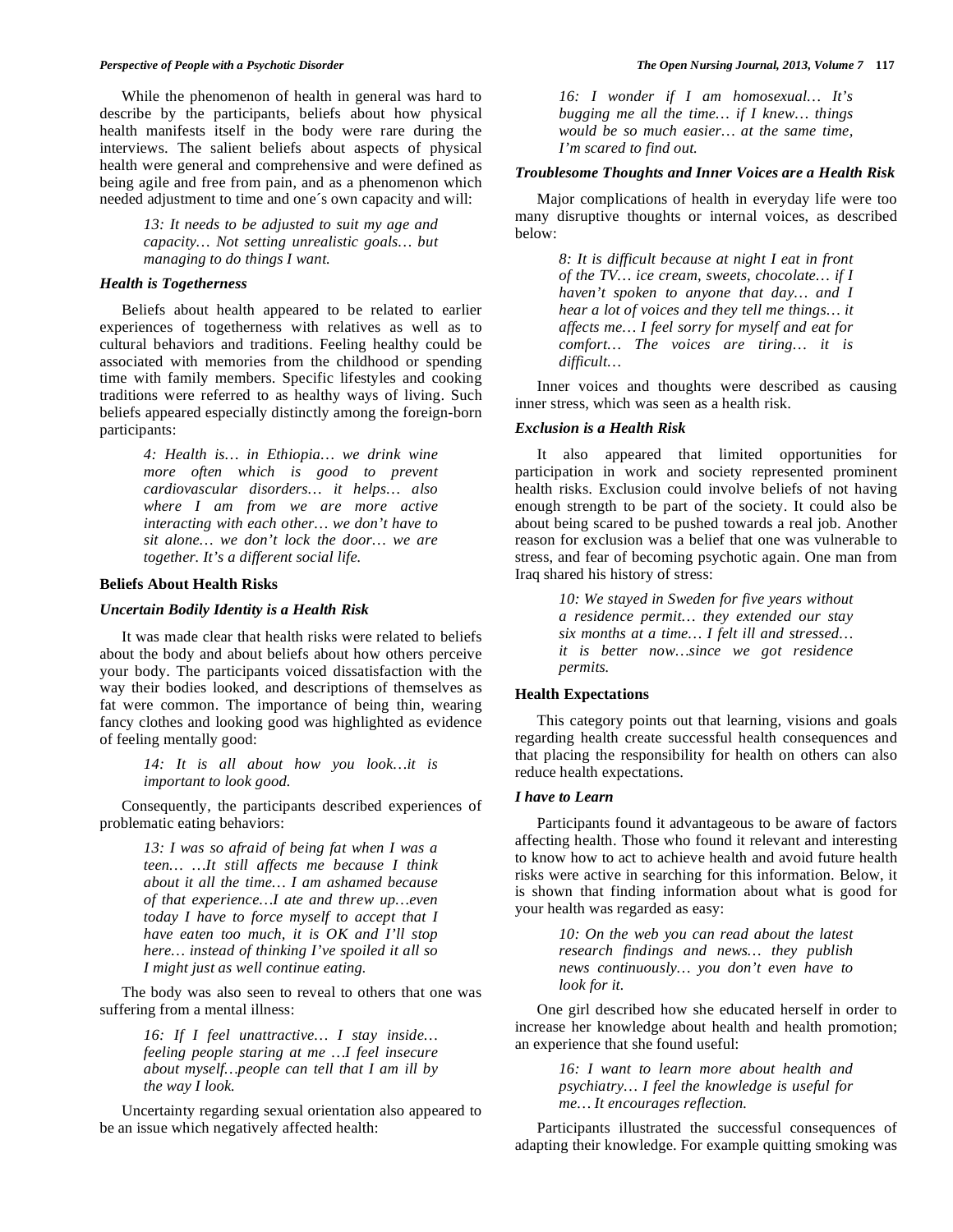While the phenomenon of health in general was hard to describe by the participants, beliefs about how physical health manifests itself in the body were rare during the interviews. The salient beliefs about aspects of physical health were general and comprehensive and were defined as being agile and free from pain, and as a phenomenon which needed adjustment to time and one´s own capacity and will:

> *13: It needs to be adjusted to suit my age and capacity… Not setting unrealistic goals… but managing to do things I want.*

### *Health is Togetherness*

Beliefs about health appeared to be related to earlier experiences of togetherness with relatives as well as to cultural behaviors and traditions. Feeling healthy could be associated with memories from the childhood or spending time with family members. Specific lifestyles and cooking traditions were referred to as healthy ways of living. Such beliefs appeared especially distinctly among the foreign-born participants:

> *4: Health is… in Ethiopia… we drink wine more often which is good to prevent cardiovascular disorders… it helps… also where I am from we are more active interacting with each other… we don't have to sit alone… we don't lock the door… we are together. It's a different social life.*

## Beliefs About Health Risks

### *Uncertain Bodily Identity is a Health Risk*

It was made clear that health risks were related to beliefs about the body and about beliefs about how others perceive your body. The participants voiced dissatisfaction with the way their bodies looked, and descriptions of themselves as fat were common. The importance of being thin, wearing fancy clothes and looking good was highlighted as evidence of feeling mentally good:

> *14: It is all about how you look…it is important to look good.*

Consequently, the participants described experiences of problematic eating behaviors:

> *13: I was so afraid of being fat when I was a teen… …It still affects me because I think about it all the time… I am ashamed because of that experience…I ate and threw up…even today I have to force myself to accept that I have eaten too much, it is OK and I'll stop here… instead of thinking I've spoiled it all so I might just as well continue eating.*

The body was also seen to reveal to others that one was suffering from a mental illness:

> *16: If I feel unattractive… I stay inside… feeling people staring at me …I feel insecure about myself…people can tell that I am ill by the way I look.*

Uncertainty regarding sexual orientation also appeared to be an issue which negatively affected health:

> *16: I wonder if I am homosexual… It's bugging me all the time… if I knew… things would be so much easier… at the same time, I'm scared to find out.*

### *Troublesome Thoughts and Inner Voices are a Health Risk*

Major complications of health in everyday life were too many disruptive thoughts or internal voices, as described below:

> *8: It is difficult because at night I eat in front of the TV… ice cream, sweets, chocolate… if I haven't spoken to anyone that day… and I hear a lot of voices and they tell me things… it affects me… I feel sorry for myself and eat for comfort… The voices are tiring… it is difficult…*

Inner voices and thoughts were described as causing inner stress, which was seen as a health risk.

### *Exclusion is a Health Risk*

It also appeared that limited opportunities for participation in work and society represented prominent health risks. Exclusion could involve beliefs of not having enough strength to be part of the society. It could also be about being scared to be pushed towards a real job. Another reason for exclusion was a belief that one was vulnerable to stress, and fear of becoming psychotic again. One man from Iraq shared his history of stress:

> *10: We stayed in Sweden for five years without a residence permit… they extended our stay six months at a time… I felt ill and stressed… it is better now…since we got residence permits.*

## Health Expectations

This category points out that learning, visions and goals regarding health create successful health consequences and that placing the responsibility for health on others can also reduce health expectations.

### *I have to Learn*

Participants found it advantageous to be aware of factors affecting health. Those who found it relevant and interesting to know how to act to achieve health and avoid future health risks were active in searching for this information. Below, it is shown that finding information about what is good for your health was regarded as easy:

> *10: On the web you can read about the latest research findings and news… they publish news continuously… you don't even have to look for it.*

One girl described how she educated herself in order to increase her knowledge about health and health promotion; an experience that she found useful:

> *16: I want to learn more about health and psychiatry… I feel the knowledge is useful for me… It encourages reflection.*

Participants illustrated the successful consequences of adapting their knowledge. For example quitting smoking was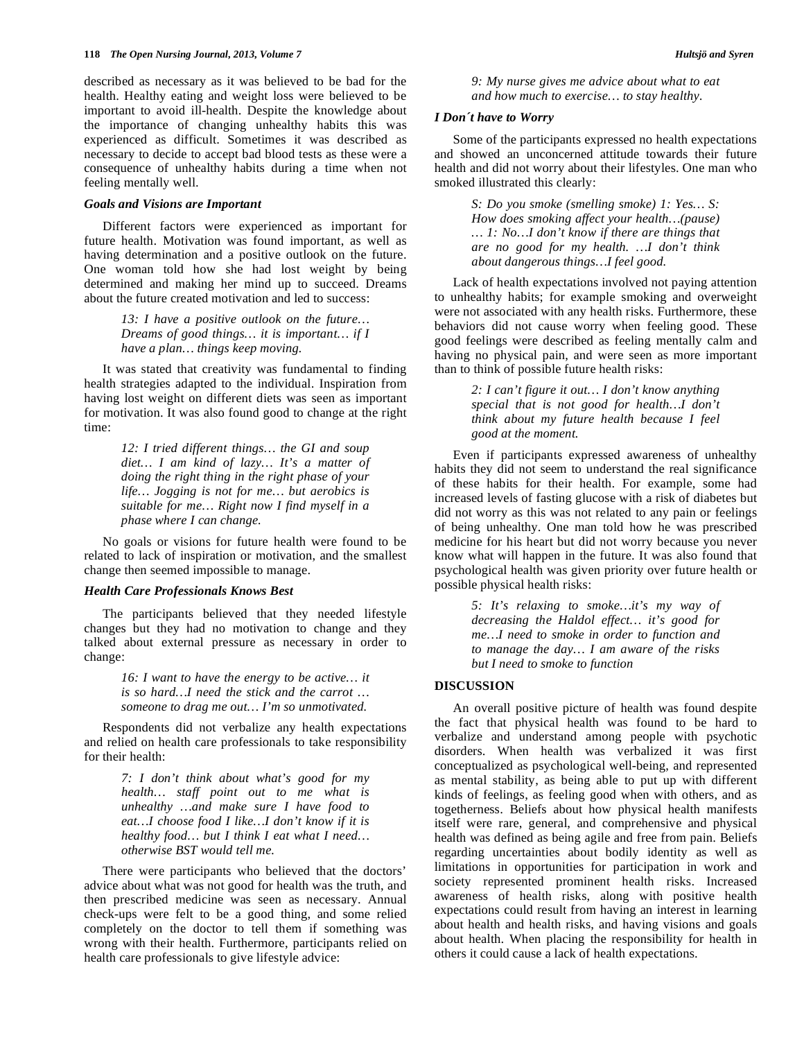described as necessary as it was believed to be bad for the health. Healthy eating and weight loss were believed to be important to avoid ill-health. Despite the knowledge about the importance of changing unhealthy habits this was experienced as difficult. Sometimes it was described as necessary to decide to accept bad blood tests as these were a consequence of unhealthy habits during a time when not feeling mentally well.

### Goals and Visions are Important

Different factors were experienced as important for future health. Motivation was found important, as well as having determination and a positive outlook on the future. One woman told how she had lost weight by being determined and making her mind up to succeed. Dreams about the future created motivation and led to success:

> *13: I have a positive outlook on the future… Dreams of good things… it is important… if I have a plan… things keep moving.*

It was stated that creativity was fundamental to finding health strategies adapted to the individual. Inspiration from having lost weight on different diets was seen as important for motivation. It was also found good to change at the right time:

> *12: I tried different things… the GI and soup diet… I am kind of lazy… It's a matter of doing the right thing in the right phase of your life… Jogging is not for me… but aerobics is suitable for me… Right now I find myself in a phase where I can change.*

No goals or visions for future health were found to be related to lack of inspiration or motivation, and the smallest change then seemed impossible to manage.

### Health Care Professionals Knows Best

The participants believed that they needed lifestyle changes but they had no motivation to change and they talked about external pressure as necessary in order to change:

> *16: I want to have the energy to be active… it is so hard…I need the stick and the carrot … someone to drag me out… I'm so unmotivated.*

Respondents did not verbalize any health expectations and relied on health care professionals to take responsibility for their health:

> *7: I don't think about what's good for my health… staff point out to me what is unhealthy …and make sure I have food to eat…I choose food I like…I don't know if it is healthy food… but I think I eat what I need… otherwise BST would tell me.*

There were participants who believed that the doctors' advice about what was not good for health was the truth, and then prescribed medicine was seen as necessary. Annual check-ups were felt to be a good thing, and some relied completely on the doctor to tell them if something was wrong with their health. Furthermore, participants relied on health care professionals to give lifestyle advice:

> *9: My nurse gives me advice about what to eat and how much to exercise… to stay healthy.*

### I Don´t have to Worry

Some of the participants expressed no health expectations and showed an unconcerned attitude towards their future health and did not worry about their lifestyles. One man who smoked illustrated this clearly:

> *S: Do you smoke (smelling smoke) 1: Yes… S: How does smoking affect your health…(pause) … 1: No…I don't know if there are things that are no good for my health. …I don't think about dangerous things…I feel good.*

Lack of health expectations involved not paying attention to unhealthy habits; for example smoking and overweight were not associated with any health risks. Furthermore, these behaviors did not cause worry when feeling good. These good feelings were described as feeling mentally calm and having no physical pain, and were seen as more important than to think of possible future health risks:

> *2: I can't figure it out… I don't know anything special that is not good for health…I don't think about my future health because I feel good at the moment.*

Even if participants expressed awareness of unhealthy habits they did not seem to understand the real significance of these habits for their health. For example, some had increased levels of fasting glucose with a risk of diabetes but did not worry as this was not related to any pain or feelings of being unhealthy. One man told how he was prescribed medicine for his heart but did not worry because you never know what will happen in the future. It was also found that psychological health was given priority over future health or possible physical health risks:

> *5: It's relaxing to smoke…it's my way of decreasing the Haldol effect… it's good for me…I need to smoke in order to function and to manage the day… I am aware of the risks but I need to smoke to function*

## DISCUSSION

An overall positive picture of health was found despite the fact that physical health was found to be hard to verbalize and understand among people with psychotic disorders. When health was verbalized it was first conceptualized as psychological well-being, and represented as mental stability, as being able to put up with different kinds of feelings, as feeling good when with others, and as togetherness. Beliefs about how physical health manifests itself were rare, general, and comprehensive and physical health was defined as being agile and free from pain. Beliefs regarding uncertainties about bodily identity as well as limitations in opportunities for participation in work and society represented prominent health risks. Increased awareness of health risks, along with positive health expectations could result from having an interest in learning about health and health risks, and having visions and goals about health. When placing the responsibility for health in others it could cause a lack of health expectations.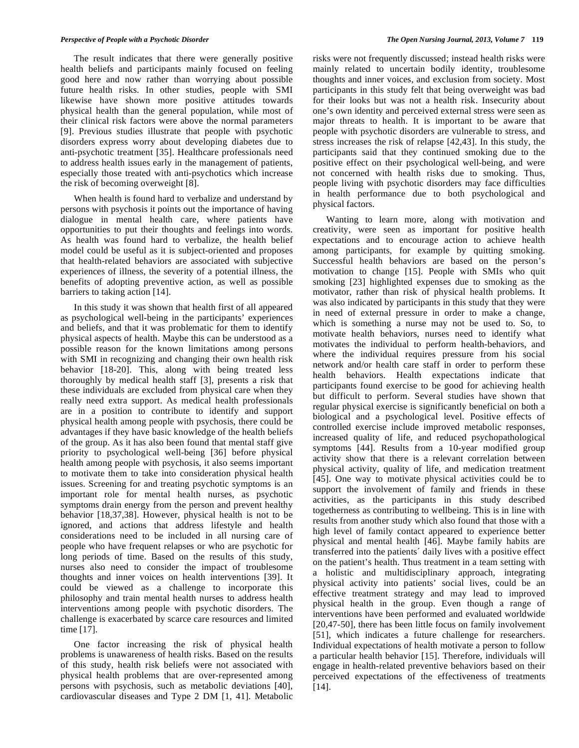The result indicates that there were generally positive health beliefs and participants mainly focused on feeling good here and now rather than worrying about possible future health risks. In other studies, people with SMI likewise have shown more positive attitudes towards physical health than the general population, while most of their clinical risk factors were above the normal parameters [9]. Previous studies illustrate that people with psychotic disorders express worry about developing diabetes due to anti-psychotic treatment [35]. Healthcare professionals need to address health issues early in the management of patients, especially those treated with anti-psychotics which increase the risk of becoming overweight [8].

When health is found hard to verbalize and understand by persons with psychosis it points out the importance of having dialogue in mental health care, where patients have opportunities to put their thoughts and feelings into words. As health was found hard to verbalize, the health belief model could be useful as it is subject-oriented and proposes that health-related behaviors are associated with subjective experiences of illness, the severity of a potential illness, the benefits of adopting preventive action, as well as possible barriers to taking action [14].

In this study it was shown that health first of all appeared as psychological well-being in the participants' experiences and beliefs, and that it was problematic for them to identify physical aspects of health. Maybe this can be understood as a possible reason for the known limitations among persons with SMI in recognizing and changing their own health risk behavior [18-20]. This, along with being treated less thoroughly by medical health staff [3], presents a risk that these individuals are excluded from physical care when they really need extra support. As medical health professionals are in a position to contribute to identify and support physical health among people with psychosis, there could be advantages if they have basic knowledge of the health beliefs of the group. As it has also been found that mental staff give priority to psychological well-being [36] before physical health among people with psychosis, it also seems important to motivate them to take into consideration physical health issues. Screening for and treating psychotic symptoms is an important role for mental health nurses, as psychotic symptoms drain energy from the person and prevent healthy behavior [18,37,38]. However, physical health is not to be ignored, and actions that address lifestyle and health considerations need to be included in all nursing care of people who have frequent relapses or who are psychotic for long periods of time. Based on the results of this study, nurses also need to consider the impact of troublesome thoughts and inner voices on health interventions [39]. It could be viewed as a challenge to incorporate this philosophy and train mental health nurses to address health interventions among people with psychotic disorders. The challenge is exacerbated by scarce care resources and limited time [17].

One factor increasing the risk of physical health problems is unawareness of health risks. Based on the results of this study, health risk beliefs were not associated with physical health problems that are over-represented among persons with psychosis, such as metabolic deviations [40], cardiovascular diseases and Type 2 DM [1, 41]. Metabolic risks were not frequently discussed; instead health risks were mainly related to uncertain bodily identity, troublesome thoughts and inner voices, and exclusion from society. Most participants in this study felt that being overweight was bad for their looks but was not a health risk. Insecurity about one's own identity and perceived external stress were seen as major threats to health. It is important to be aware that people with psychotic disorders are vulnerable to stress, and stress increases the risk of relapse [42,43]. In this study, the participants said that they continued smoking due to the positive effect on their psychological well-being, and were not concerned with health risks due to smoking. Thus, people living with psychotic disorders may face difficulties in health performance due to both psychological and physical factors.

Wanting to learn more, along with motivation and creativity, were seen as important for positive health expectations and to encourage action to achieve health among participants, for example by quitting smoking. Successful health behaviors are based on the person's motivation to change [15]. People with SMIs who quit smoking [23] highlighted expenses due to smoking as the motivator, rather than risk of physical health problems. It was also indicated by participants in this study that they were in need of external pressure in order to make a change, which is something a nurse may not be used to. So, to motivate health behaviors, nurses need to identify what motivates the individual to perform health-behaviors, and where the individual requires pressure from his social network and/or health care staff in order to perform these health behaviors. Health expectations indicate that participants found exercise to be good for achieving health but difficult to perform. Several studies have shown that regular physical exercise is significantly beneficial on both a biological and a psychological level. Positive effects of controlled exercise include improved metabolic responses, increased quality of life, and reduced psychopathological symptoms [44]. Results from a 10-year modified group activity show that there is a relevant correlation between physical activity, quality of life, and medication treatment [45]. One way to motivate physical activities could be to support the involvement of family and friends in these activities, as the participants in this study described togetherness as contributing to wellbeing. This is in line with results from another study which also found that those with a high level of family contact appeared to experience better physical and mental health [46]. Maybe family habits are transferred into the patients´ daily lives with a positive effect on the patient's health. Thus treatment in a team setting with a holistic and multidisciplinary approach, integrating physical activity into patients' social lives, could be an effective treatment strategy and may lead to improved physical health in the group. Even though a range of interventions have been performed and evaluated worldwide [20,47-50], there has been little focus on family involvement [51], which indicates a future challenge for researchers. Individual expectations of health motivate a person to follow a particular health behavior [15]. Therefore, individuals will engage in health-related preventive behaviors based on their perceived expectations of the effectiveness of treatments [14].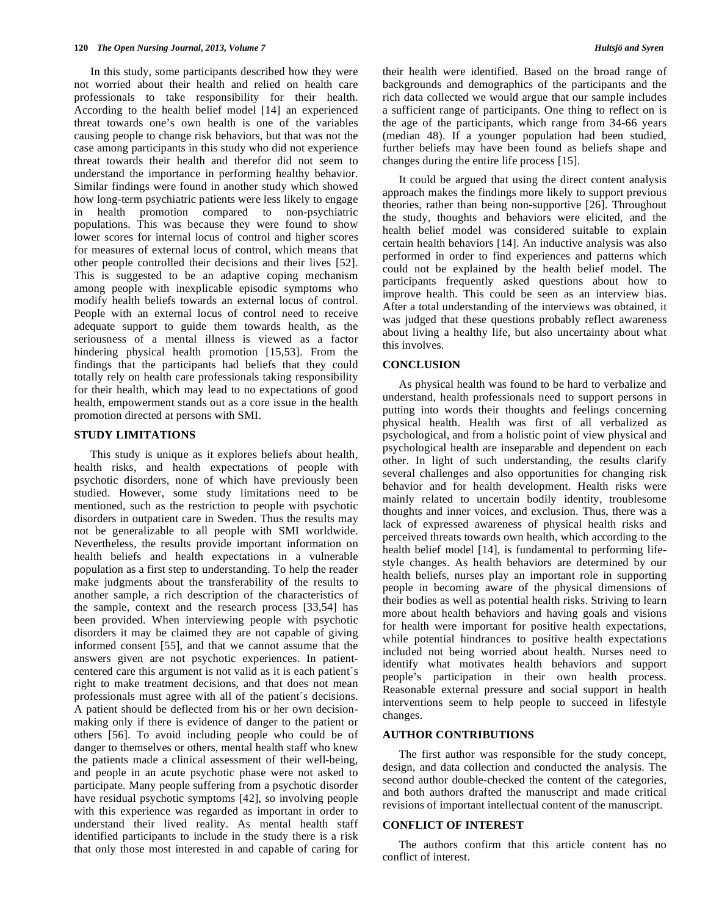In this study, some participants described how they were not worried about their health and relied on health care professionals to take responsibility for their health. According to the health belief model [14] an experienced threat towards one's own health is one of the variables causing people to change risk behaviors, but that was not the case among participants in this study who did not experience threat towards their health and therefor did not seem to understand the importance in performing healthy behavior. Similar findings were found in another study which showed how long-term psychiatric patients were less likely to engage in health promotion compared to non-psychiatric populations. This was because they were found to show lower scores for internal locus of control and higher scores for measures of external locus of control, which means that other people controlled their decisions and their lives [52]. This is suggested to be an adaptive coping mechanism among people with inexplicable episodic symptoms who modify health beliefs towards an external locus of control. People with an external locus of control need to receive adequate support to guide them towards health, as the seriousness of a mental illness is viewed as a factor hindering physical health promotion [15,53]. From the findings that the participants had beliefs that they could totally rely on health care professionals taking responsibility for their health, which may lead to no expectations of good health, empowerment stands out as a core issue in the health promotion directed at persons with SMI.

## STUDY LIMITATIONS

This study is unique as it explores beliefs about health, health risks, and health expectations of people with psychotic disorders, none of which have previously been studied. However, some study limitations need to be mentioned, such as the restriction to people with psychotic disorders in outpatient care in Sweden. Thus the results may not be generalizable to all people with SMI worldwide. Nevertheless, the results provide important information on health beliefs and health expectations in a vulnerable population as a first step to understanding. To help the reader make judgments about the transferability of the results to another sample, a rich description of the characteristics of the sample, context and the research process [33,54] has been provided. When interviewing people with psychotic disorders it may be claimed they are not capable of giving informed consent [55], and that we cannot assume that the answers given are not psychotic experiences. In patient-centered care this argument is not valid as it is each patient´s right to make treatment decisions, and that does not mean professionals must agree with all of the patient´s decisions. A patient should be deflected from his or her own decision-making only if there is evidence of danger to the patient or others [56]. To avoid including people who could be of danger to themselves or others, mental health staff who knew the patients made a clinical assessment of their well-being, and people in an acute psychotic phase were not asked to participate. Many people suffering from a psychotic disorder have residual psychotic symptoms [42], so involving people with this experience was regarded as important in order to understand their lived reality. As mental health staff identified participants to include in the study there is a risk that only those most interested in and capable of caring for their health were identified. Based on the broad range of backgrounds and demographics of the participants and the rich data collected we would argue that our sample includes a sufficient range of participants. One thing to reflect on is the age of the participants, which range from 34-66 years (median 48). If a younger population had been studied, further beliefs may have been found as beliefs shape and changes during the entire life process [15].

It could be argued that using the direct content analysis approach makes the findings more likely to support previous theories, rather than being non-supportive [26]. Throughout the study, thoughts and behaviors were elicited, and the health belief model was considered suitable to explain certain health behaviors [14]. An inductive analysis was also performed in order to find experiences and patterns which could not be explained by the health belief model. The participants frequently asked questions about how to improve health. This could be seen as an interview bias. After a total understanding of the interviews was obtained, it was judged that these questions probably reflect awareness about living a healthy life, but also uncertainty about what this involves.

## CONCLUSION

As physical health was found to be hard to verbalize and understand, health professionals need to support persons in putting into words their thoughts and feelings concerning physical health. Health was first of all verbalized as psychological, and from a holistic point of view physical and psychological health are inseparable and dependent on each other. In light of such understanding, the results clarify several challenges and also opportunities for changing risk behavior and for health development. Health risks were mainly related to uncertain bodily identity, troublesome thoughts and inner voices, and exclusion. Thus, there was a lack of expressed awareness of physical health risks and perceived threats towards own health, which according to the health belief model [14], is fundamental to performing life-style changes. As health behaviors are determined by our health beliefs, nurses play an important role in supporting people in becoming aware of the physical dimensions of their bodies as well as potential health risks. Striving to learn more about health behaviors and having goals and visions for health were important for positive health expectations, while potential hindrances to positive health expectations included not being worried about health. Nurses need to identify what motivates health behaviors and support people's participation in their own health process. Reasonable external pressure and social support in health interventions seem to help people to succeed in lifestyle changes.

## AUTHOR CONTRIBUTIONS

The first author was responsible for the study concept, design, and data collection and conducted the analysis. The second author double-checked the content of the categories, and both authors drafted the manuscript and made critical revisions of important intellectual content of the manuscript.

## CONFLICT OF INTEREST

The authors confirm that this article content has no conflict of interest.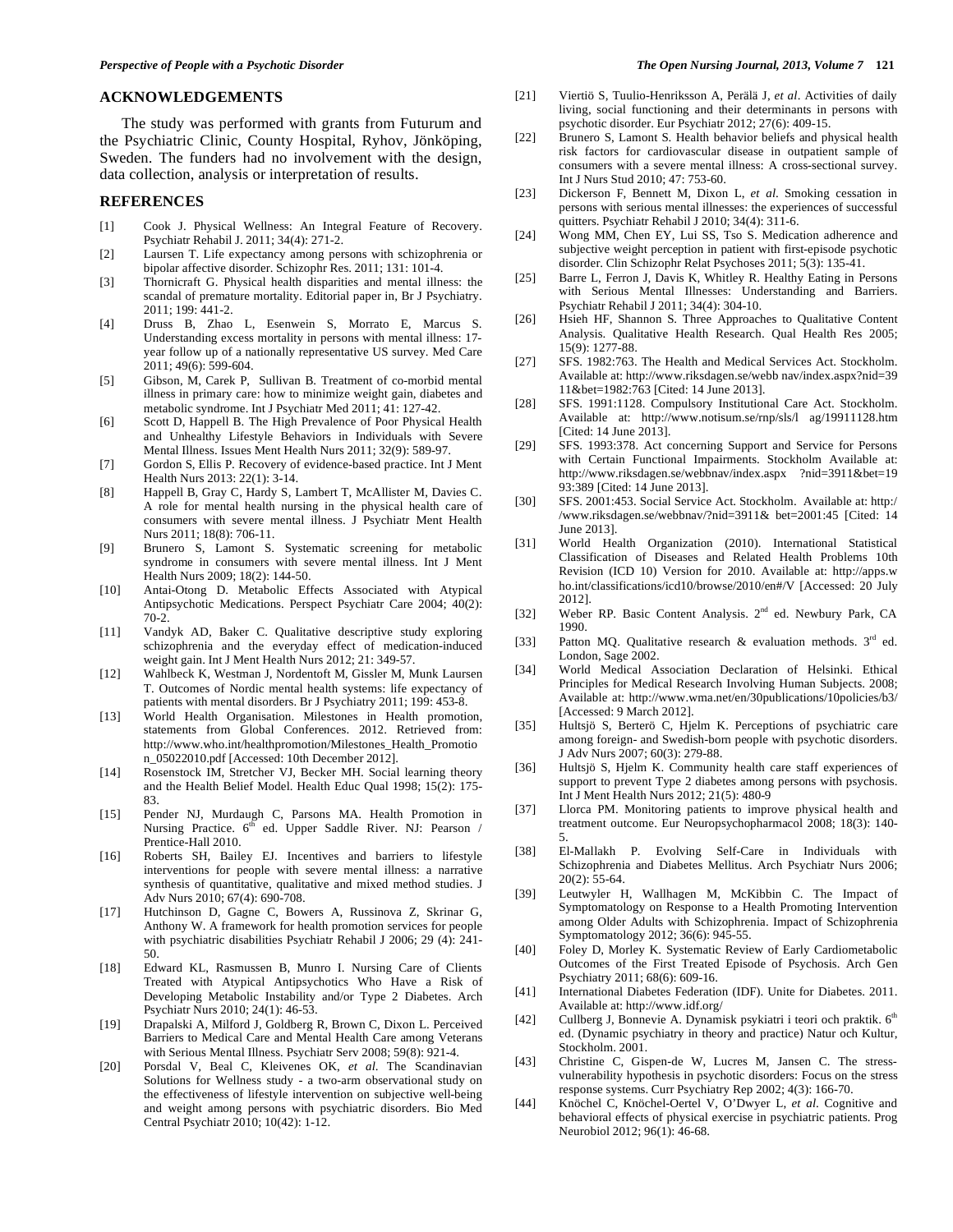## ACKNOWLEDGEMENTS

The study was performed with grants from Futurum and the Psychiatric Clinic, County Hospital, Ryhov, Jönköping, Sweden. The funders had no involvement with the design, data collection, analysis or interpretation of results.

## REFERENCES

[1] Cook J. Physical Wellness: An Integral Feature of Recovery. Psychiatr Rehabil J. 2011; 34(4): 271-2.

[2] Laursen T. Life expectancy among persons with schizophrenia or bipolar affective disorder. Schizophr Res. 2011; 131: 101-4.

[3] Thornicraft G. Physical health disparities and mental illness: the scandal of premature mortality. Editorial paper in, Br J Psychiatry. 2011; 199: 441-2.

[4] Druss B, Zhao L, Esenwein S, Morrato E, Marcus S. Understanding excess mortality in persons with mental illness: 17-year follow up of a nationally representative US survey. Med Care 2011; 49(6): 599-604.

[5] Gibson, M, Carek P, Sullivan B. Treatment of co-morbid mental illness in primary care: how to minimize weight gain, diabetes and metabolic syndrome. Int J Psychiatr Med 2011; 41: 127-42.

[6] Scott D, Happell B. The High Prevalence of Poor Physical Health and Unhealthy Lifestyle Behaviors in Individuals with Severe Mental Illness. Issues Ment Health Nurs 2011; 32(9): 589-97.

[7] Gordon S, Ellis P. Recovery of evidence-based practice. Int J Ment Health Nurs 2013: 22(1): 3-14.

[8] Happell B, Gray C, Hardy S, Lambert T, McAllister M, Davies C. A role for mental health nursing in the physical health care of consumers with severe mental illness. J Psychiatr Ment Health Nurs 2011; 18(8): 706-11.

[9] Brunero S, Lamont S. Systematic screening for metabolic syndrome in consumers with severe mental illness. Int J Ment Health Nurs 2009; 18(2): 144-50.

[10] Antai-Otong D. Metabolic Effects Associated with Atypical Antipsychotic Medications. Perspect Psychiatr Care 2004; 40(2): 70-2.

[11] Vandyk AD, Baker C. Qualitative descriptive study exploring schizophrenia and the everyday effect of medication-induced weight gain. Int J Ment Health Nurs 2012; 21: 349-57.

[12] Wahlbeck K, Westman J, Nordentoft M, Gissler M, Munk Laursen T. Outcomes of Nordic mental health systems: life expectancy of patients with mental disorders. Br J Psychiatry 2011; 199: 453-8.

[13] World Health Organisation. Milestones in Health promotion, statements from Global Conferences. 2012. Retrieved from: http://www.who.int/healthpromotion/Milestones_Health_Promotion_05022010.pdf [Accessed: 10th December 2012].

[14] Rosenstock IM, Stretcher VJ, Becker MH. Social learning theory and the Health Belief Model. Health Educ Qual 1998; 15(2): 175-83.

[15] Pender NJ, Murdaugh C, Parsons MA. Health Promotion in Nursing Practice. 6th ed. Upper Saddle River. NJ: Pearson / Prentice-Hall 2010.

[16] Roberts SH, Bailey EJ. Incentives and barriers to lifestyle interventions for people with severe mental illness: a narrative synthesis of quantitative, qualitative and mixed method studies. J Adv Nurs 2010; 67(4): 690-708.

[17] Hutchinson D, Gagne C, Bowers A, Russinova Z, Skrinar G, Anthony W. A framework for health promotion services for people with psychiatric disabilities Psychiatr Rehabil J 2006; 29 (4): 241-50.

[18] Edward KL, Rasmussen B, Munro I. Nursing Care of Clients Treated with Atypical Antipsychotics Who Have a Risk of Developing Metabolic Instability and/or Type 2 Diabetes. Arch Psychiatr Nurs 2010; 24(1): 46-53.

[19] Drapalski A, Milford J, Goldberg R, Brown C, Dixon L. Perceived Barriers to Medical Care and Mental Health Care among Veterans with Serious Mental Illness. Psychiatr Serv 2008; 59(8): 921-4.

[20] Porsdal V, Beal C, Kleivenes OK, *et al*. The Scandinavian Solutions for Wellness study - a two-arm observational study on the effectiveness of lifestyle intervention on subjective well-being and weight among persons with psychiatric disorders. Bio Med Central Psychiatr 2010; 10(42): 1-12.

[21] Viertiö S, Tuulio-Henriksson A, Perälä J, *et al*. Activities of daily living, social functioning and their determinants in persons with psychotic disorder. Eur Psychiatr 2012; 27(6): 409-15.

[22] Brunero S, Lamont S. Health behavior beliefs and physical health risk factors for cardiovascular disease in outpatient sample of consumers with a severe mental illness: A cross-sectional survey. Int J Nurs Stud 2010; 47: 753-60.

[23] Dickerson F, Bennett M, Dixon L, *et al*. Smoking cessation in persons with serious mental illnesses: the experiences of successful quitters. Psychiatr Rehabil J 2010; 34(4): 311-6.

[24] Wong MM, Chen EY, Lui SS, Tso S. Medication adherence and subjective weight perception in patient with first-episode psychotic disorder. Clin Schizophr Relat Psychoses 2011; 5(3): 135-41.

[25] Barre L, Ferron J, Davis K, Whitley R. Healthy Eating in Persons with Serious Mental Illnesses: Understanding and Barriers. Psychiatr Rehabil J 2011; 34(4): 304-10.

[26] Hsieh HF, Shannon S. Three Approaches to Qualitative Content Analysis. Qualitative Health Research. Qual Health Res 2005; 15(9): 1277-88.

[27] SFS. 1982:763. The Health and Medical Services Act. Stockholm. Available at: http://www.riksdagen.se/webb nav/index.aspx?nid=3911&bet=1982:763 [Cited: 14 June 2013].

[28] SFS. 1991:1128. Compulsory Institutional Care Act. Stockholm. Available at: http://www.notisum.se/rnp/sls/l ag/19911128.htm [Cited: 14 June 2013].

[29] SFS. 1993:378. Act concerning Support and Service for Persons with Certain Functional Impairments. Stockholm Available at: http://www.riksdagen.se/webbnav/index.aspx ?nid=3911&bet=1993:389 [Cited: 14 June 2013].

[30] SFS. 2001:453. Social Service Act. Stockholm. Available at: http://www.riksdagen.se/webbnav/?nid=3911& bet=2001:45 [Cited: 14 June 2013].

[31] World Health Organization (2010). International Statistical Classification of Diseases and Related Health Problems 10th Revision (ICD 10) Version for 2010. Available at: http://apps.who.int/classifications/icd10/browse/2010/en#/V [Accessed: 20 July 2012].

[32] Weber RP. Basic Content Analysis. 2nd ed. Newbury Park, CA 1990.

[33] Patton MQ. Qualitative research & evaluation methods. 3rd ed. London, Sage 2002.

[34] World Medical Association Declaration of Helsinki. Ethical Principles for Medical Research Involving Human Subjects. 2008; Available at: http://www.wma.net/en/30publications/10policies/b3/ [Accessed: 9 March 2012].

[35] Hultsjö S, Berterö C, Hjelm K. Perceptions of psychiatric care among foreign- and Swedish-born people with psychotic disorders. J Adv Nurs 2007; 60(3): 279-88.

[36] Hultsjö S, Hjelm K. Community health care staff experiences of support to prevent Type 2 diabetes among persons with psychosis. Int J Ment Health Nurs 2012; 21(5): 480-9

[37] Llorca PM. Monitoring patients to improve physical health and treatment outcome. Eur Neuropsychopharmacol 2008; 18(3): 140-5.

[38] El-Mallakh P. Evolving Self-Care in Individuals with Schizophrenia and Diabetes Mellitus. Arch Psychiatr Nurs 2006; 20(2): 55-64.

[39] Leutwyler H, Wallhagen M, McKibbin C. The Impact of Symptomatology on Response to a Health Promoting Intervention among Older Adults with Schizophrenia. Impact of Schizophrenia Symptomatology 2012; 36(6): 945-55.

[40] Foley D, Morley K. Systematic Review of Early Cardiometabolic Outcomes of the First Treated Episode of Psychosis. Arch Gen Psychiatry 2011; 68(6): 609-16.

[41] International Diabetes Federation (IDF). Unite for Diabetes. 2011. Available at: http://www.idf.org/

[42] Cullberg J, Bonnevie A. Dynamisk psykiatri i teori och praktik. 6th ed. (Dynamic psychiatry in theory and practice) Natur och Kultur, Stockholm. 2001.

[43] Christine C, Gispen-de W, Lucres M, Jansen C. The stress-vulnerability hypothesis in psychotic disorders: Focus on the stress response systems. Curr Psychiatry Rep 2002; 4(3): 166-70.

[44] Knöchel C, Knöchel-Oertel V, O'Dwyer L, *et al*. Cognitive and behavioral effects of physical exercise in psychiatric patients. Prog Neurobiol 2012; 96(1): 46-68.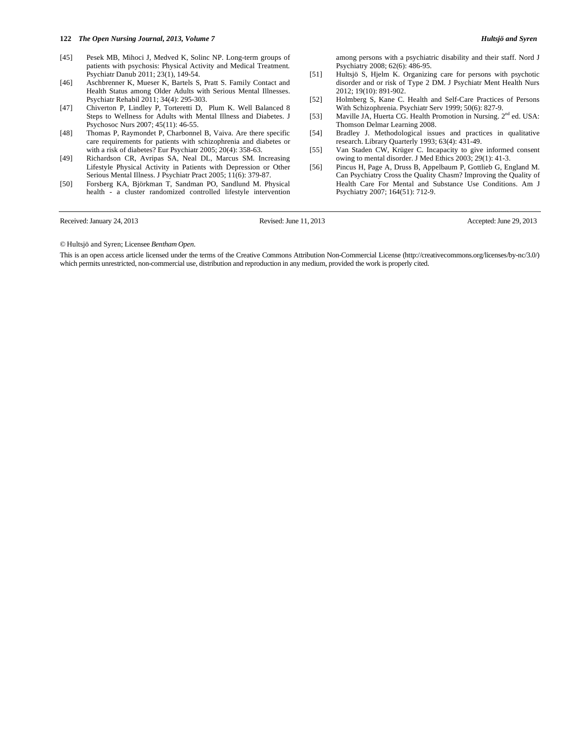[45] Pesek MB, Mihoci J, Medved K, Solinc NP. Long-term groups of patients with psychosis: Physical Activity and Medical Treatment. Psychiatr Danub 2011; 23(1), 149-54.

[46] Aschbrenner K, Mueser K, Bartels S, Pratt S. Family Contact and Health Status among Older Adults with Serious Mental Illnesses. Psychiatr Rehabil 2011; 34(4): 295-303.

[47] Chiverton P, Lindley P, Torteretti D, Plum K. Well Balanced 8 Steps to Wellness for Adults with Mental Illness and Diabetes. J Psychosoc Nurs 2007; 45(11): 46-55.

[48] Thomas P, Raymondet P, Charbonnel B, Vaiva. Are there specific care requirements for patients with schizophrenia and diabetes or with a risk of diabetes? Eur Psychiatr 2005; 20(4): 358-63.

[49] Richardson CR, Avripas SA, Neal DL, Marcus SM. Increasing Lifestyle Physical Activity in Patients with Depression or Other Serious Mental Illness. J Psychiatr Pract 2005; 11(6): 379-87.

[50] Forsberg KA, Björkman T, Sandman PO, Sandlund M. Physical health - a cluster randomized controlled lifestyle intervention among persons with a psychiatric disability and their staff. Nord J Psychiatry 2008; 62(6): 486-95.

[51] Hultsjö S, Hjelm K. Organizing care for persons with psychotic disorder and or risk of Type 2 DM. J Psychiatr Ment Health Nurs 2012; 19(10): 891-902.

[52] Holmberg S, Kane C. Health and Self-Care Practices of Persons With Schizophrenia. Psychiatr Serv 1999; 50(6): 827-9.

[53] Maville JA, Huerta CG. Health Promotion in Nursing. 2nd ed. USA: Thomson Delmar Learning 2008.

[54] Bradley J. Methodological issues and practices in qualitative research. Library Quarterly 1993; 63(4): 431-49.

[55] Van Staden CW, Krüger C. Incapacity to give informed consent owing to mental disorder. J Med Ethics 2003; 29(1): 41-3.

[56] Pincus H, Page A, Druss B, Appelbaum P, Gottlieb G, England M. Can Psychiatry Cross the Quality Chasm? Improving the Quality of Health Care For Mental and Substance Use Conditions. Am J Psychiatry 2007; 164(51): 712-9.

Received: January 24, 2013 Revised: June 11, 2013 Accepted: June 29, 2013

© Hultsjö and Syren; Licensee *Bentham Open*.

This is an open access article licensed under the terms of the Creative Commons Attribution Non-Commercial License (http://creativecommons.org/licenses/by-nc/3.0/) which permits unrestricted, non-commercial use, distribution and reproduction in any medium, provided the work is properly cited.